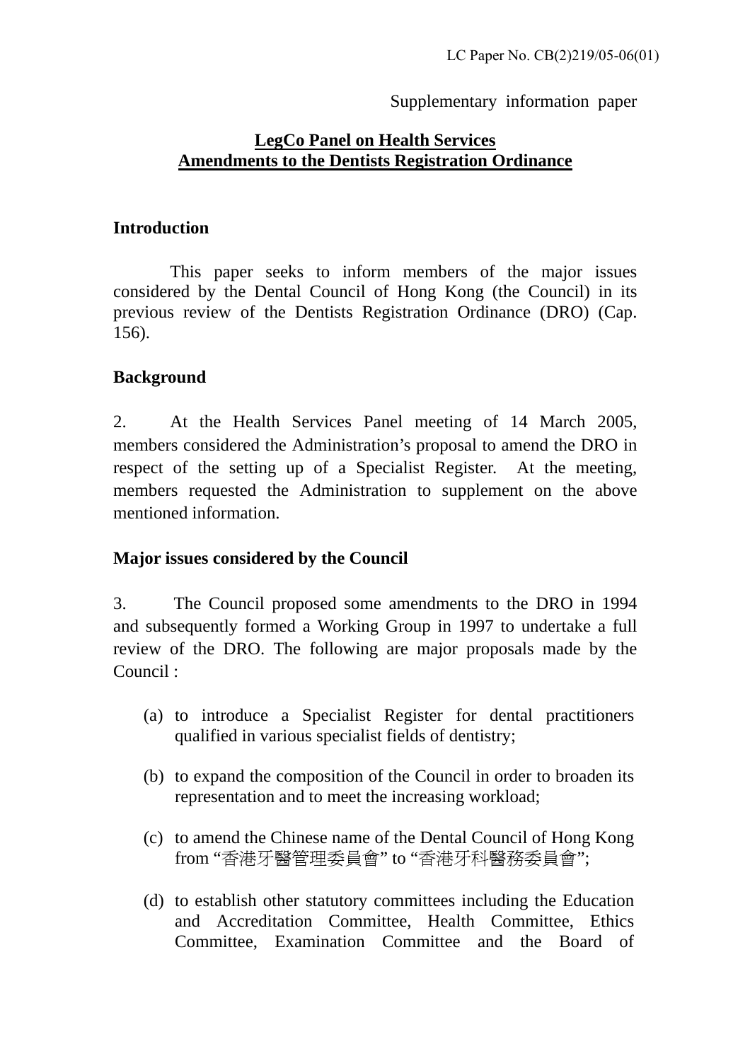LC Paper No. CB(2)219/05-06(01)

Supplementary information paper

**LegCo Panel on Health Services**
**Amendments to the Dentists Registration Ordinance**

## Introduction

This paper seeks to inform members of the major issues considered by the Dental Council of Hong Kong (the Council) in its previous review of the Dentists Registration Ordinance (DRO) (Cap. 156).

## Background

2. At the Health Services Panel meeting of 14 March 2005, members considered the Administration's proposal to amend the DRO in respect of the setting up of a Specialist Register. At the meeting, members requested the Administration to supplement on the above mentioned information.

## Major issues considered by the Council

3. The Council proposed some amendments to the DRO in 1994 and subsequently formed a Working Group in 1997 to undertake a full review of the DRO. The following are major proposals made by the Council :

(a) to introduce a Specialist Register for dental practitioners qualified in various specialist fields of dentistry;

(b) to expand the composition of the Council in order to broaden its representation and to meet the increasing workload;

(c) to amend the Chinese name of the Dental Council of Hong Kong from "香港牙醫管理委員會" to "香港牙科醫務委員會";

(d) to establish other statutory committees including the Education and Accreditation Committee, Health Committee, Ethics Committee, Examination Committee and the Board of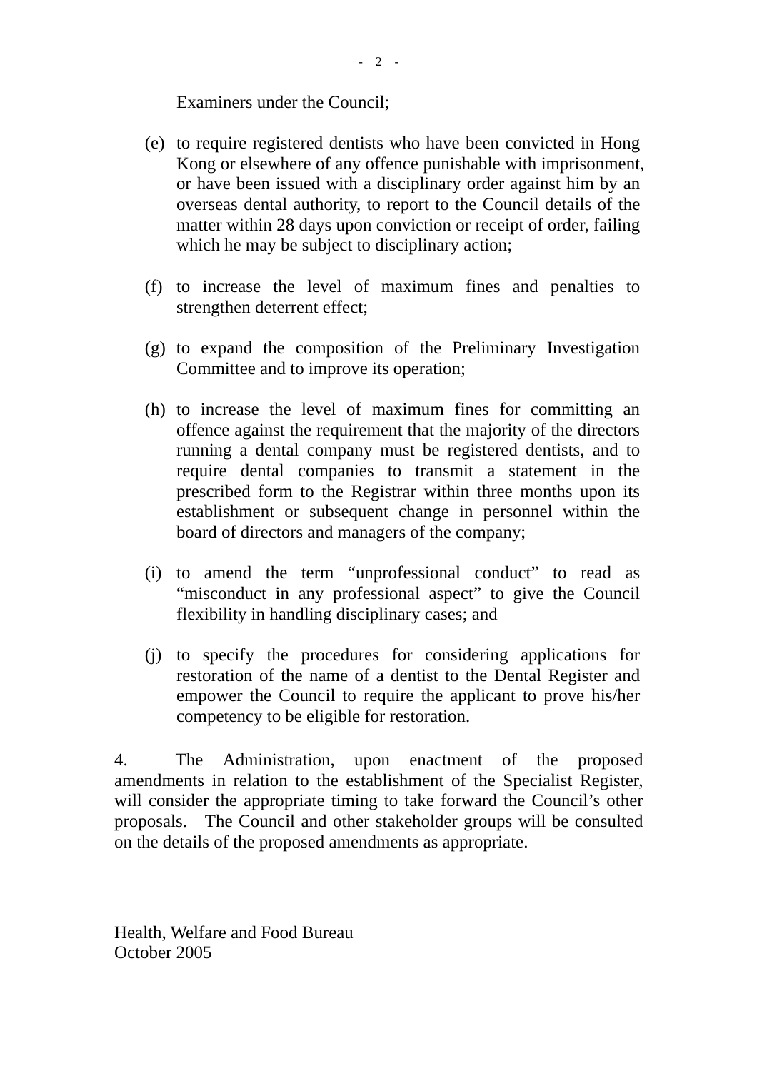Examiners under the Council;

(e) to require registered dentists who have been convicted in Hong Kong or elsewhere of any offence punishable with imprisonment, or have been issued with a disciplinary order against him by an overseas dental authority, to report to the Council details of the matter within 28 days upon conviction or receipt of order, failing which he may be subject to disciplinary action;

(f) to increase the level of maximum fines and penalties to strengthen deterrent effect;

(g) to expand the composition of the Preliminary Investigation Committee and to improve its operation;

(h) to increase the level of maximum fines for committing an offence against the requirement that the majority of the directors running a dental company must be registered dentists, and to require dental companies to transmit a statement in the prescribed form to the Registrar within three months upon its establishment or subsequent change in personnel within the board of directors and managers of the company;

(i) to amend the term "unprofessional conduct" to read as "misconduct in any professional aspect" to give the Council flexibility in handling disciplinary cases; and

(j) to specify the procedures for considering applications for restoration of the name of a dentist to the Dental Register and empower the Council to require the applicant to prove his/her competency to be eligible for restoration.

4. The Administration, upon enactment of the proposed amendments in relation to the establishment of the Specialist Register, will consider the appropriate timing to take forward the Council's other proposals. The Council and other stakeholder groups will be consulted on the details of the proposed amendments as appropriate.

Health, Welfare and Food Bureau
October 2005